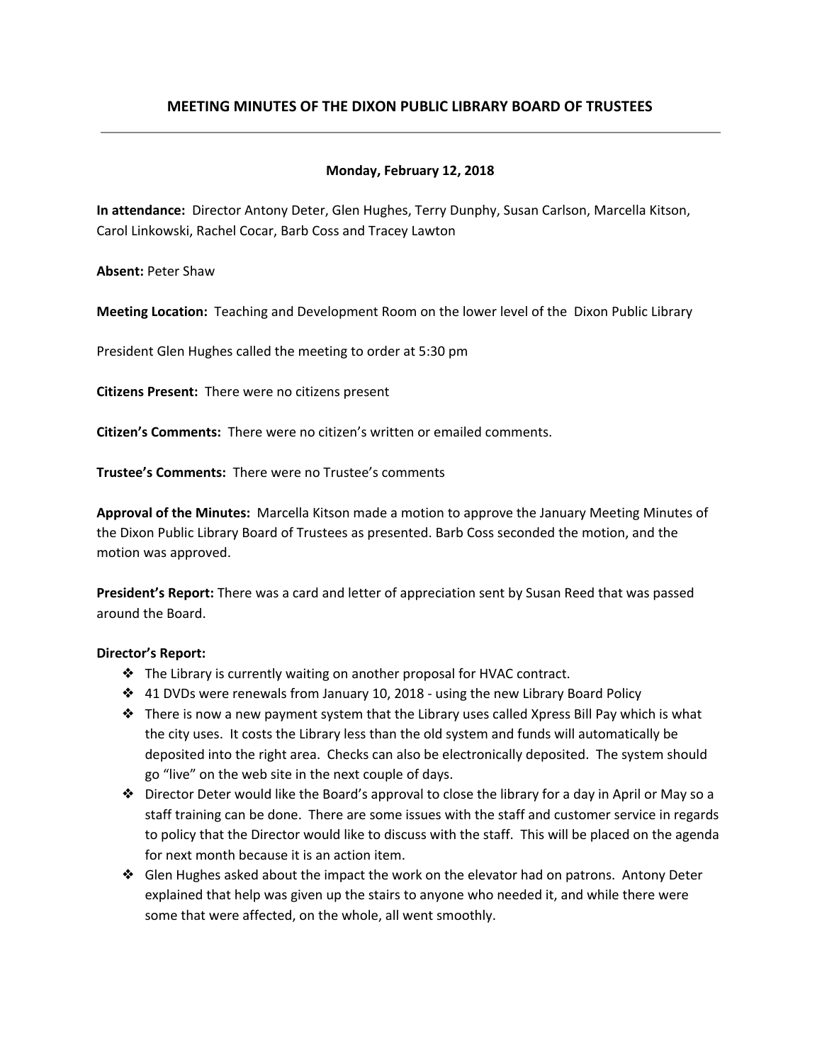# MEETING MINUTES OF THE DIXON PUBLIC LIBRARY BOARD OF TRUSTEES

**Monday, February 12, 2018**

**In attendance:** Director Antony Deter, Glen Hughes, Terry Dunphy, Susan Carlson, Marcella Kitson, Carol Linkowski, Rachel Cocar, Barb Coss and Tracey Lawton

**Absent:** Peter Shaw

**Meeting Location:** Teaching and Development Room on the lower level of the Dixon Public Library

President Glen Hughes called the meeting to order at 5:30 pm

**Citizens Present:** There were no citizens present

**Citizen's Comments:** There were no citizen's written or emailed comments.

**Trustee's Comments:** There were no Trustee's comments

**Approval of the Minutes:** Marcella Kitson made a motion to approve the January Meeting Minutes of the Dixon Public Library Board of Trustees as presented. Barb Coss seconded the motion, and the motion was approved.

**President's Report:** There was a card and letter of appreciation sent by Susan Reed that was passed around the Board.

**Director's Report:**

- The Library is currently waiting on another proposal for HVAC contract.
- 41 DVDs were renewals from January 10, 2018 - using the new Library Board Policy
- There is now a new payment system that the Library uses called Xpress Bill Pay which is what the city uses. It costs the Library less than the old system and funds will automatically be deposited into the right area. Checks can also be electronically deposited. The system should go "live" on the web site in the next couple of days.
- Director Deter would like the Board's approval to close the library for a day in April or May so a staff training can be done. There are some issues with the staff and customer service in regards to policy that the Director would like to discuss with the staff. This will be placed on the agenda for next month because it is an action item.
- Glen Hughes asked about the impact the work on the elevator had on patrons. Antony Deter explained that help was given up the stairs to anyone who needed it, and while there were some that were affected, on the whole, all went smoothly.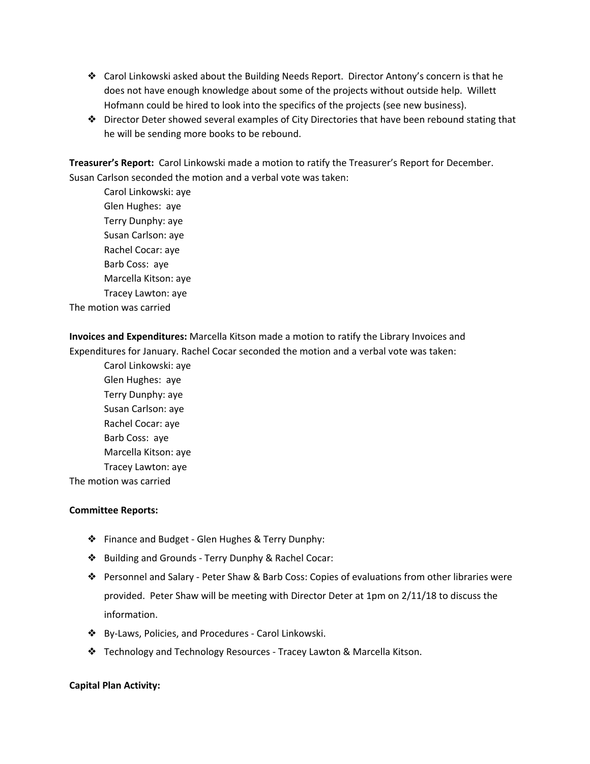- Carol Linkowski asked about the Building Needs Report. Director Antony's concern is that he does not have enough knowledge about some of the projects without outside help. Willett Hofmann could be hired to look into the specifics of the projects (see new business).
- Director Deter showed several examples of City Directories that have been rebound stating that he will be sending more books to be rebound.

**Treasurer's Report:** Carol Linkowski made a motion to ratify the Treasurer's Report for December. Susan Carlson seconded the motion and a verbal vote was taken:

Carol Linkowski: aye  
Glen Hughes: aye  
Terry Dunphy: aye  
Susan Carlson: aye  
Rachel Cocar: aye  
Barb Coss: aye  
Marcella Kitson: aye  
Tracey Lawton: aye

The motion was carried

**Invoices and Expenditures:** Marcella Kitson made a motion to ratify the Library Invoices and Expenditures for January. Rachel Cocar seconded the motion and a verbal vote was taken:

Carol Linkowski: aye  
Glen Hughes: aye  
Terry Dunphy: aye  
Susan Carlson: aye  
Rachel Cocar: aye  
Barb Coss: aye  
Marcella Kitson: aye  
Tracey Lawton: aye

The motion was carried

**Committee Reports:**

- Finance and Budget - Glen Hughes & Terry Dunphy:
- Building and Grounds - Terry Dunphy & Rachel Cocar:
- Personnel and Salary - Peter Shaw & Barb Coss: Copies of evaluations from other libraries were provided. Peter Shaw will be meeting with Director Deter at 1pm on 2/11/18 to discuss the information.
- By-Laws, Policies, and Procedures - Carol Linkowski.
- Technology and Technology Resources - Tracey Lawton & Marcella Kitson.

**Capital Plan Activity:**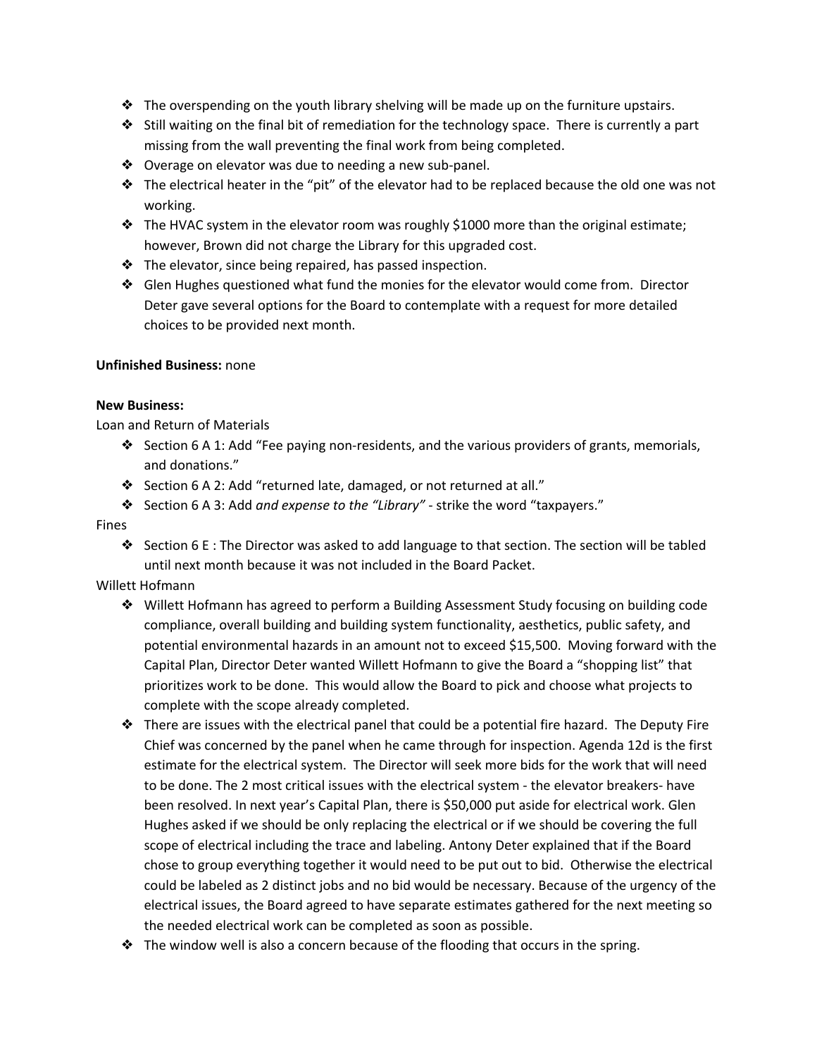- The overspending on the youth library shelving will be made up on the furniture upstairs.
- Still waiting on the final bit of remediation for the technology space. There is currently a part missing from the wall preventing the final work from being completed.
- Overage on elevator was due to needing a new sub-panel.
- The electrical heater in the "pit" of the elevator had to be replaced because the old one was not working.
- The HVAC system in the elevator room was roughly $1000 more than the original estimate; however, Brown did not charge the Library for this upgraded cost.
- The elevator, since being repaired, has passed inspection.
- Glen Hughes questioned what fund the monies for the elevator would come from. Director Deter gave several options for the Board to contemplate with a request for more detailed choices to be provided next month.

**Unfinished Business:** none

**New Business:**

Loan and Return of Materials

- Section 6 A 1: Add "Fee paying non-residents, and the various providers of grants, memorials, and donations."
- Section 6 A 2: Add "returned late, damaged, or not returned at all."
- Section 6 A 3: Add *and expense to the "Library"* - strike the word "taxpayers."

Fines

- Section 6 E : The Director was asked to add language to that section. The section will be tabled until next month because it was not included in the Board Packet.

Willett Hofmann

- Willett Hofmann has agreed to perform a Building Assessment Study focusing on building code compliance, overall building and building system functionality, aesthetics, public safety, and potential environmental hazards in an amount not to exceed $15,500. Moving forward with the Capital Plan, Director Deter wanted Willett Hofmann to give the Board a "shopping list" that prioritizes work to be done. This would allow the Board to pick and choose what projects to complete with the scope already completed.
- There are issues with the electrical panel that could be a potential fire hazard. The Deputy Fire Chief was concerned by the panel when he came through for inspection. Agenda 12d is the first estimate for the electrical system. The Director will seek more bids for the work that will need to be done. The 2 most critical issues with the electrical system - the elevator breakers- have been resolved. In next year's Capital Plan, there is $50,000 put aside for electrical work. Glen Hughes asked if we should be only replacing the electrical or if we should be covering the full scope of electrical including the trace and labeling. Antony Deter explained that if the Board chose to group everything together it would need to be put out to bid. Otherwise the electrical could be labeled as 2 distinct jobs and no bid would be necessary. Because of the urgency of the electrical issues, the Board agreed to have separate estimates gathered for the next meeting so the needed electrical work can be completed as soon as possible.
- The window well is also a concern because of the flooding that occurs in the spring.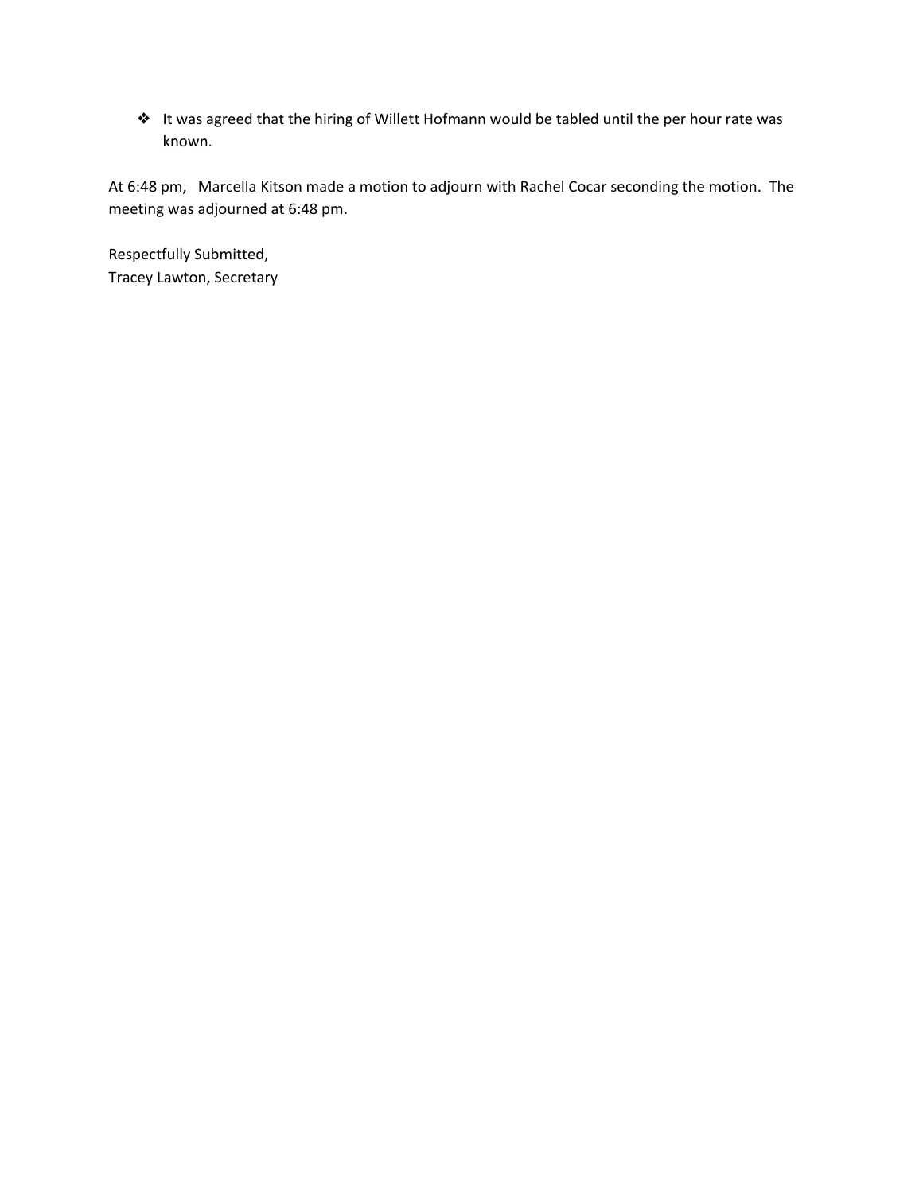- It was agreed that the hiring of Willett Hofmann would be tabled until the per hour rate was known.

At 6:48 pm, Marcella Kitson made a motion to adjourn with Rachel Cocar seconding the motion. The meeting was adjourned at 6:48 pm.

Respectfully Submitted,  
Tracey Lawton, Secretary